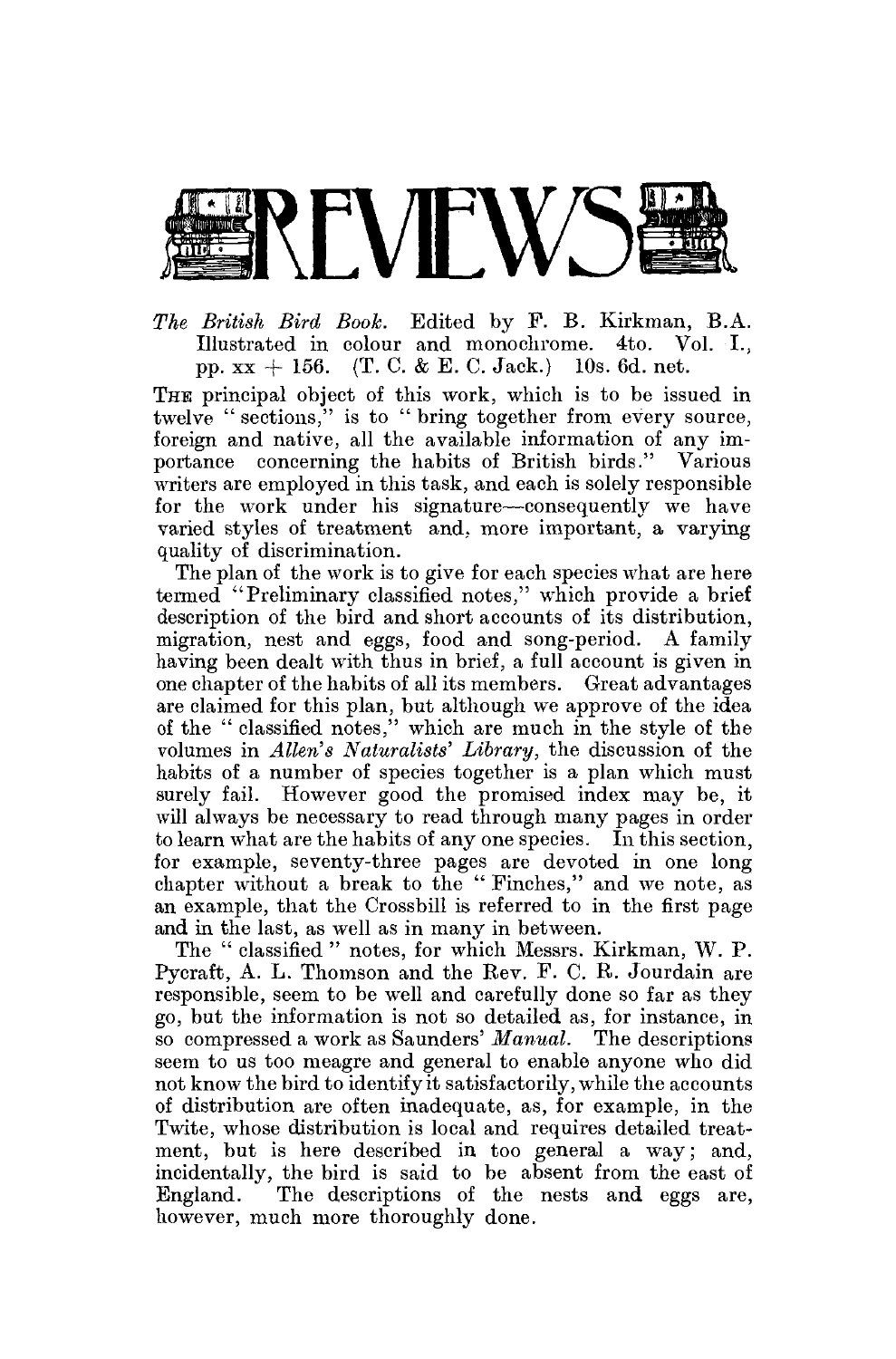# REVIEWS

*The British Bird Book.* Edited by F. B. Kirkman, B.A. Illustrated in colour and monochrome. 4to. Vol. I., pp. xx + 156. (T. C. & E. C. Jack.) 10s. 6d. net.

THE principal object of this work, which is to be issued in twelve "sections," is to "bring together from every source, foreign and native, all the available information of any importance concerning the habits of British birds." Various writers are employed in this task, and each is solely responsible for the work under his signature—consequently we have varied styles of treatment and, more important, a varying quality of discrimination.

The plan of the work is to give for each species what are here termed "Preliminary classified notes," which provide a brief description of the bird and short accounts of its distribution, migration, nest and eggs, food and song-period. A family having been dealt with thus in brief, a full account is given in one chapter of the habits of all its members. Great advantages are claimed for this plan, but although we approve of the idea of the "classified notes," which are much in the style of the volumes in *Allen's Naturalists' Library*, the discussion of the habits of a number of species together is a plan which must surely fail. However good the promised index may be, it will always be necessary to read through many pages in order to learn what are the habits of any one species. In this section, for example, seventy-three pages are devoted in one long chapter without a break to the "Finches," and we note, as an example, that the Crossbill is referred to in the first page and in the last, as well as in many in between.

The "classified" notes, for which Messrs. Kirkman, W. P. Pycraft, A. L. Thomson and the Rev. F. C. R. Jourdain are responsible, seem to be well and carefully done so far as they go, but the information is not so detailed as, for instance, in so compressed a work as Saunders' *Manual*. The descriptions seem to us too meagre and general to enable anyone who did not know the bird to identify it satisfactorily, while the accounts of distribution are often inadequate, as, for example, in the Twite, whose distribution is local and requires detailed treatment, but is here described in too general a way; and, incidentally, the bird is said to be absent from the east of England. The descriptions of the nests and eggs are, however, much more thoroughly done.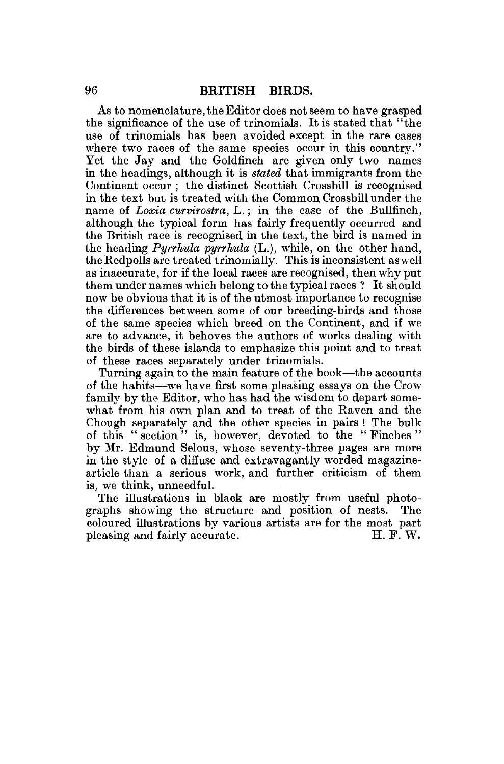As to nomenclature, the Editor does not seem to have grasped the significance of the use of trinomials. It is stated that "the use of trinomials has been avoided except in the rare cases where two races of the same species occur in this country." Yet the Jay and the Goldfinch are given only two names in the headings, although it is *stated* that immigrants from the Continent occur; the distinct Scottish Crossbill is recognised in the text but is treated with the Common Crossbill under the name of *Loxia curvirostra*, L.; in the case of the Bullfinch, although the typical form has fairly frequently occurred and the British race is recognised in the text, the bird is named in the heading *Pyrrhula pyrrhula* (L.), while, on the other hand, the Redpolls are treated trinomially. This is inconsistent as well as inaccurate, for if the local races are recognised, then why put them under names which belong to the typical races? It should now be obvious that it is of the utmost importance to recognise the differences between some of our breeding-birds and those of the same species which breed on the Continent, and if we are to advance, it behoves the authors of works dealing with the birds of these islands to emphasize this point and to treat of these races separately under trinomials.

Turning again to the main feature of the book—the accounts of the habits—we have first some pleasing essays on the Crow family by the Editor, who has had the wisdom to depart somewhat from his own plan and to treat of the Raven and the Chough separately and the other species in pairs! The bulk of this "section" is, however, devoted to the "Finches" by Mr. Edmund Selous, whose seventy-three pages are more in the style of a diffuse and extravagantly worded magazine-article than a serious work, and further criticism of them is, we think, unneedful.

The illustrations in black are mostly from useful photographs showing the structure and position of nests. The coloured illustrations by various artists are for the most part pleasing and fairly accurate.

H. F. W.